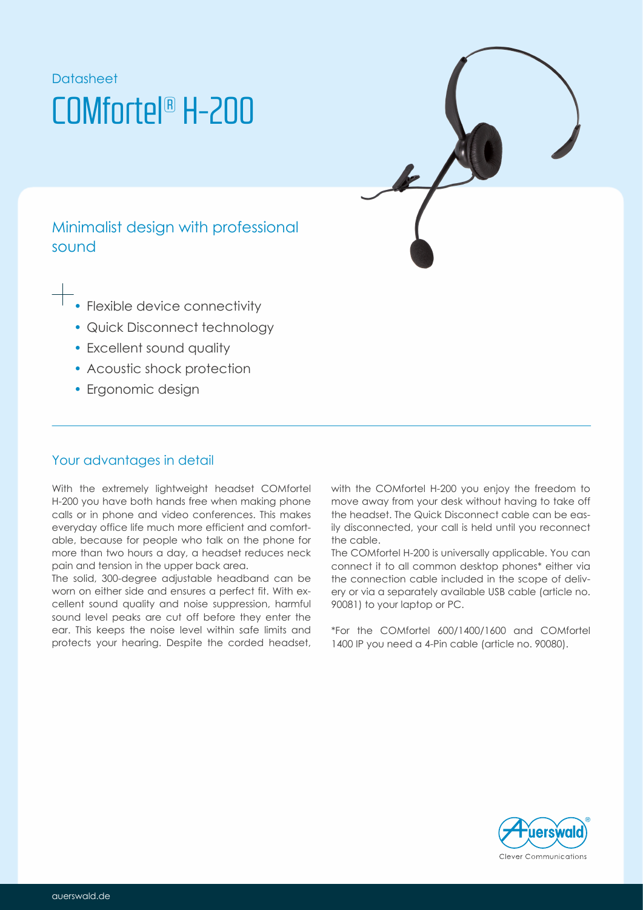Datasheet

# COMfortel® H-200

## Minimalist design with professional sound

- Flexible device connectivity
- Quick Disconnect technology
- Excellent sound quality
- Acoustic shock protection
- Ergonomic design

## Your advantages in detail

With the extremely lightweight headset COMfortel H-200 you have both hands free when making phone calls or in phone and video conferences. This makes everyday office life much more efficient and comfortable, because for people who talk on the phone for more than two hours a day, a headset reduces neck pain and tension in the upper back area.

The solid, 300-degree adjustable headband can be worn on either side and ensures a perfect fit. With excellent sound quality and noise suppression, harmful sound level peaks are cut off before they enter the ear. This keeps the noise level within safe limits and protects your hearing. Despite the corded headset, with the COMfortel H-200 you enjoy the freedom to move away from your desk without having to take off the headset. The Quick Disconnect cable can be easily disconnected, your call is held until you reconnect the cable.

The COMfortel H-200 is universally applicable. You can connect it to all common desktop phones* either via the connection cable included in the scope of delivery or via a separately available USB cable (article no. 90081) to your laptop or PC.

*For the COMfortel 600/1400/1600 and COMfortel 1400 IP you need a 4-Pin cable (article no. 90080).

Auerswald® Clever Communications

auerswald.de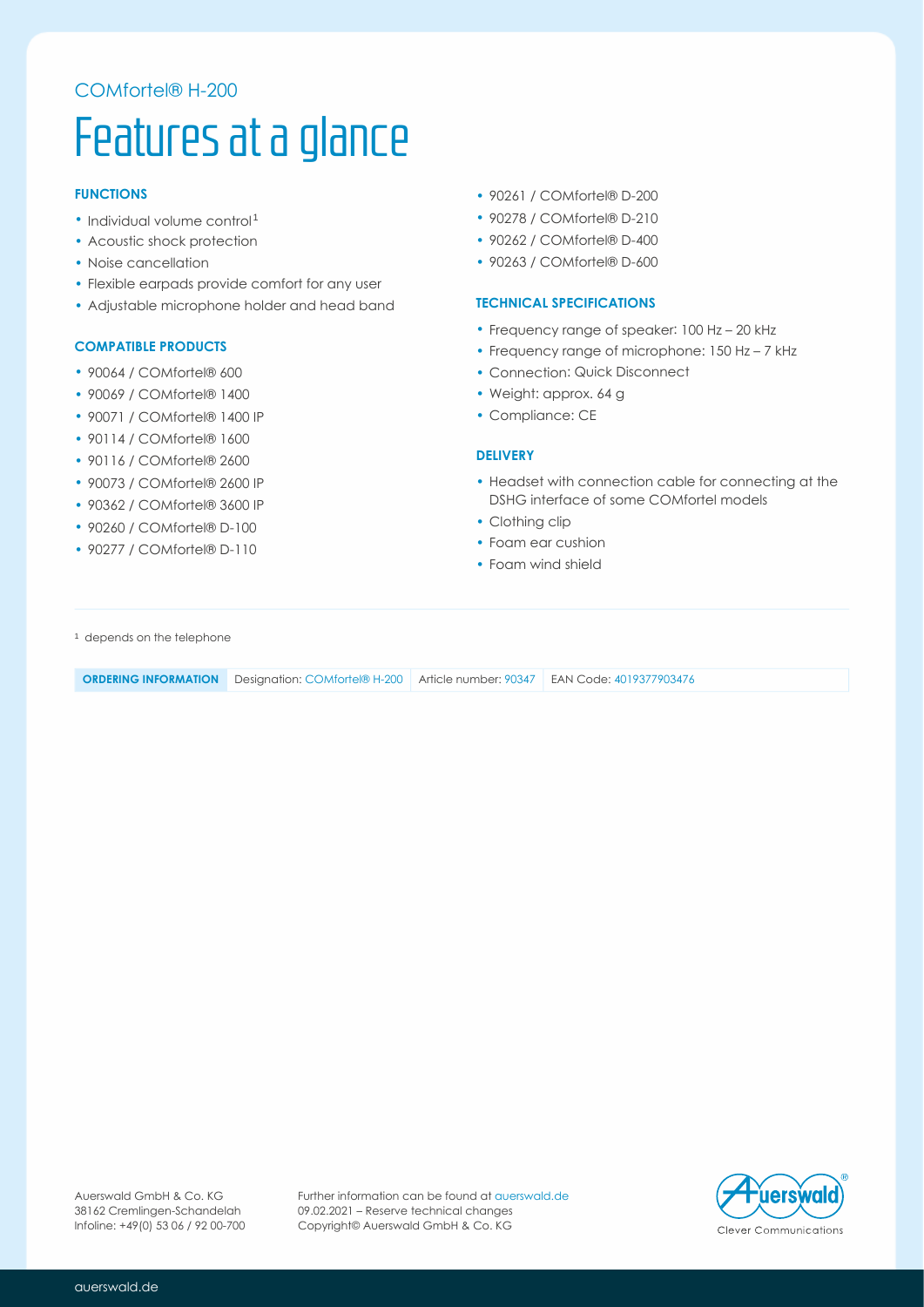COMfortel® H-200

# Features at a glance

### FUNCTIONS

- Individual volume control[1]
- Acoustic shock protection
- Noise cancellation
- Flexible earpads provide comfort for any user
- Adjustable microphone holder and head band

### COMPATIBLE PRODUCTS

- 90064 / COMfortel® 600
- 90069 / COMfortel® 1400
- 90071 / COMfortel® 1400 IP
- 90114 / COMfortel® 1600
- 90116 / COMfortel® 2600
- 90073 / COMfortel® 2600 IP
- 90362 / COMfortel® 3600 IP
- 90260 / COMfortel® D-100
- 90277 / COMfortel® D-110
- 90261 / COMfortel® D-200
- 90278 / COMfortel® D-210
- 90262 / COMfortel® D-400
- 90263 / COMfortel® D-600

### TECHNICAL SPECIFICATIONS

- Frequency range of speaker: 100 Hz – 20 kHz
- Frequency range of microphone: 150 Hz – 7 kHz
- Connection: Quick Disconnect
- Weight: approx. 64 g
- Compliance: CE

### DELIVERY

- Headset with connection cable for connecting at the DSHG interface of some COMfortel models
- Clothing clip
- Foam ear cushion
- Foam wind shield

[1] depends on the telephone

| | | | |
|---|---|---|---|
| **ORDERING INFORMATION** | Designation: COMfortel® H-200 | Article number: 90347 | EAN Code: 4019377903476 |

Auerswald GmbH & Co. KG
38162 Cremlingen-Schandelah
Infoline: +49(0) 53 06 / 92 00-700

Further information can be found at auerswald.de
09.02.2021 – Reserve technical changes
Copyright© Auerswald GmbH & Co. KG